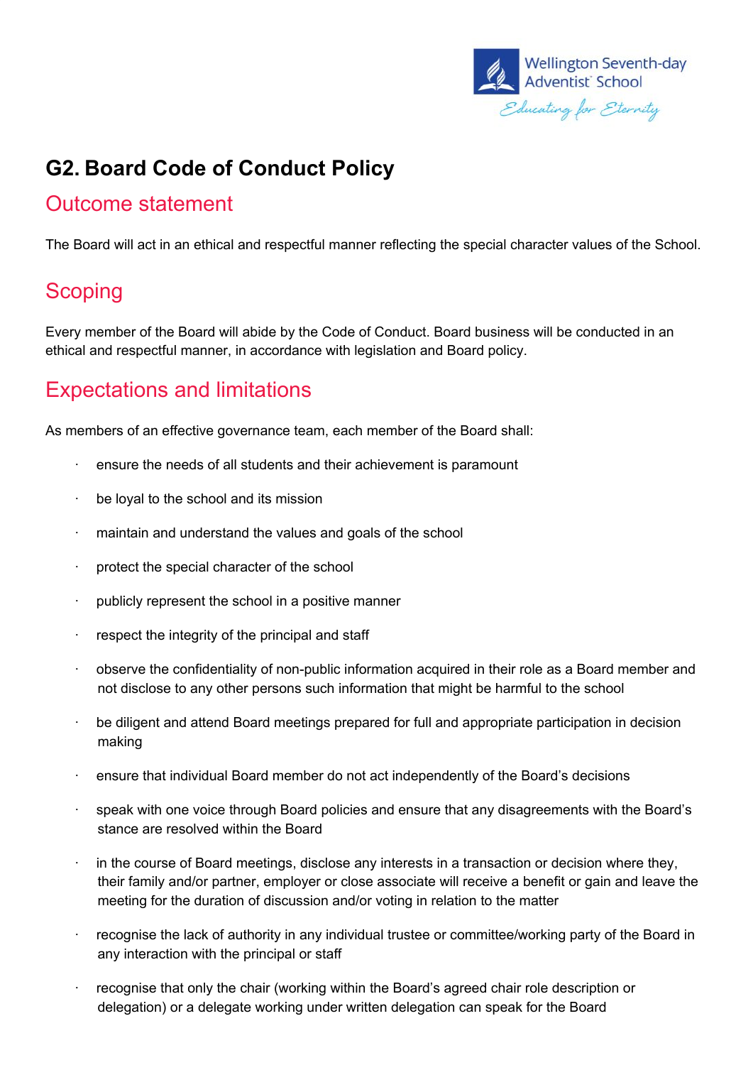# G2. Board Code of Conduct Policy

## Outcome statement

The Board will act in an ethical and respectful manner reflecting the special character values of the School.

## Scoping

Every member of the Board will abide by the Code of Conduct. Board business will be conducted in an ethical and respectful manner, in accordance with legislation and Board policy.

## Expectations and limitations

As members of an effective governance team, each member of the Board shall:

- ensure the needs of all students and their achievement is paramount
- be loyal to the school and its mission
- maintain and understand the values and goals of the school
- protect the special character of the school
- publicly represent the school in a positive manner
- respect the integrity of the principal and staff
- observe the confidentiality of non-public information acquired in their role as a Board member and not disclose to any other persons such information that might be harmful to the school
- be diligent and attend Board meetings prepared for full and appropriate participation in decision making
- ensure that individual Board member do not act independently of the Board's decisions
- speak with one voice through Board policies and ensure that any disagreements with the Board's stance are resolved within the Board
- in the course of Board meetings, disclose any interests in a transaction or decision where they, their family and/or partner, employer or close associate will receive a benefit or gain and leave the meeting for the duration of discussion and/or voting in relation to the matter
- recognise the lack of authority in any individual trustee or committee/working party of the Board in any interaction with the principal or staff
- recognise that only the chair (working within the Board's agreed chair role description or delegation) or a delegate working under written delegation can speak for the Board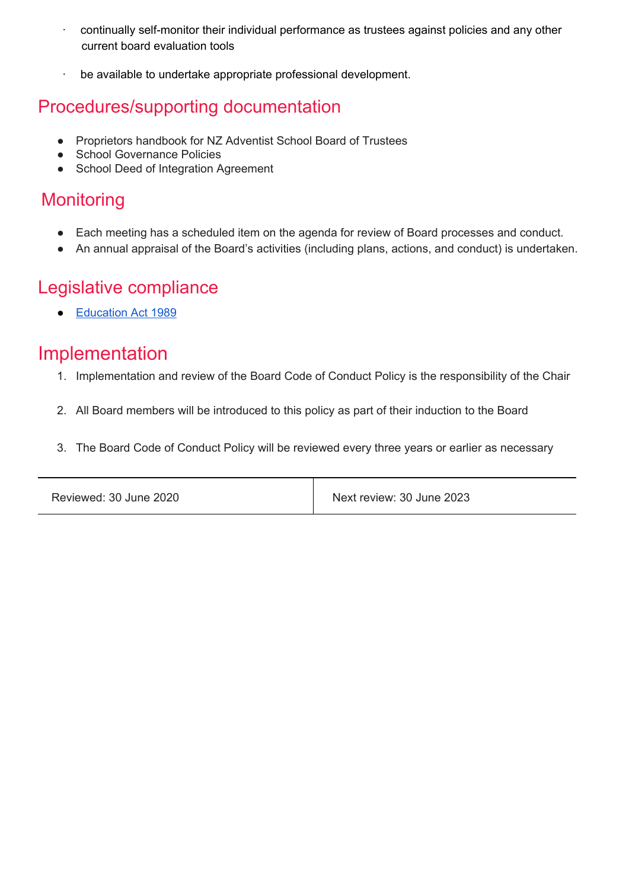- continually self-monitor their individual performance as trustees against policies and any other current board evaluation tools
- be available to undertake appropriate professional development.

## Procedures/supporting documentation

- Proprietors handbook for NZ Adventist School Board of Trustees
- School Governance Policies
- School Deed of Integration Agreement

## Monitoring

- Each meeting has a scheduled item on the agenda for review of Board processes and conduct.
- An annual appraisal of the Board's activities (including plans, actions, and conduct) is undertaken.

## Legislative compliance

- Education Act 1989

## Implementation

1. Implementation and review of the Board Code of Conduct Policy is the responsibility of the Chair
2. All Board members will be introduced to this policy as part of their induction to the Board
3. The Board Code of Conduct Policy will be reviewed every three years or earlier as necessary

| | |
|---|---|
| Reviewed: 30 June 2020 | Next review: 30 June 2023 |